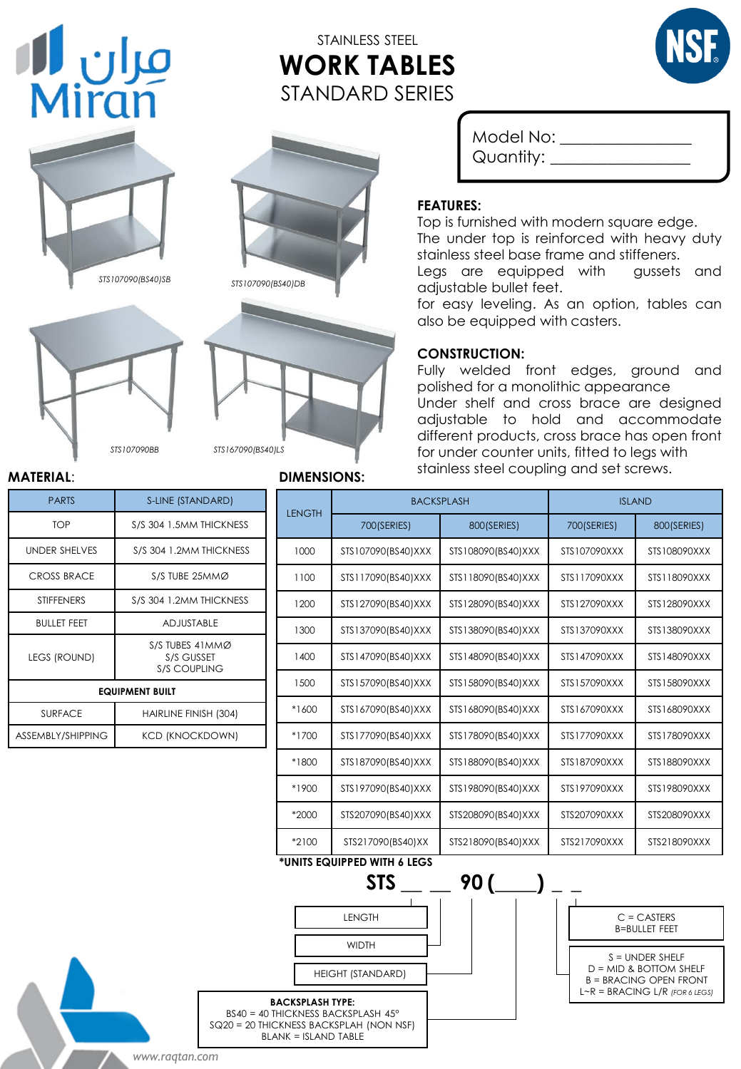STAINLESS STEEL

# WORK TABLES

STANDARD SERIES

Model No: ________________
Quantity: ________________

STS107090(BS40)SB

STS107090(BS40)DB

STS107090BB

STS167090(BS40)LS

## FEATURES:

Top is furnished with modern square edge.
The under top is reinforced with heavy duty stainless steel base frame and stiffeners.
Legs are equipped with gussets and adjustable bullet feet.
for easy leveling. As an option, tables can also be equipped with casters.

## CONSTRUCTION:

Fully welded front edges, ground and polished for a monolithic appearance
Under shelf and cross brace are designed adjustable to hold and accommodate different products, cross brace has open front for under counter units, fitted to legs with stainless steel coupling and set screws.

## MATERIAL:

| PARTS | S-LINE (STANDARD) |
|---|---|
| TOP | S/S 304 1.5MM THICKNESS |
| UNDER SHELVES | S/S 304 1.2MM THICKNESS |
| CROSS BRACE | S/S TUBE 25MMØ |
| STIFFENERS | S/S 304 1.2MM THICKNESS |
| BULLET FEET | ADJUSTABLE |
| LEGS (ROUND) | S/S TUBES 41MMØ S/S GUSSET S/S COUPLING |
| **EQUIPMENT BUILT** | |
| SURFACE | HAIRLINE FINISH (304) |
| ASSEMBLY/SHIPPING | KCD (KNOCKDOWN) |

## DIMENSIONS:

| LENGTH | BACKSPLASH | | ISLAND | |
|---|---|---|---|---|
| | 700(SERIES) | 800(SERIES) | 700(SERIES) | 800(SERIES) |
| 1000 | STS107090(BS40)XXX | STS108090(BS40)XXX | STS107090XXX | STS108090XXX |
| 1100 | STS117090(BS40)XXX | STS118090(BS40)XXX | STS117090XXX | STS118090XXX |
| 1200 | STS127090(BS40)XXX | STS128090(BS40)XXX | STS127090XXX | STS128090XXX |
| 1300 | STS137090(BS40)XXX | STS138090(BS40)XXX | STS137090XXX | STS138090XXX |
| 1400 | STS147090(BS40)XXX | STS148090(BS40)XXX | STS147090XXX | STS148090XXX |
| 1500 | STS157090(BS40)XXX | STS158090(BS40)XXX | STS157090XXX | STS158090XXX |
| *1600 | STS167090(BS40)XXX | STS168090(BS40)XXX | STS167090XXX | STS168090XXX |
| *1700 | STS177090(BS40)XXX | STS178090(BS40)XXX | STS177090XXX | STS178090XXX |
| *1800 | STS187090(BS40)XXX | STS188090(BS40)XXX | STS187090XXX | STS188090XXX |
| *1900 | STS197090(BS40)XXX | STS198090(BS40)XXX | STS197090XXX | STS198090XXX |
| *2000 | STS207090(BS40)XXX | STS208090(BS40)XXX | STS207090XXX | STS208090XXX |
| *2100 | STS217090(BS40)XX | STS218090(BS40)XXX | STS217090XXX | STS218090XXX |

**\*UNITS EQUIPPED WITH 6 LEGS**

**STS __ __ 90 (____) _ _**

- LENGTH
- WIDTH
- HEIGHT (STANDARD)

**BACKSPLASH TYPE:**
BS40 = 40 THICKNESS BACKSPLASH 45°
SQ20 = 20 THICKNESS BACKSPLAH (NON NSF)
BLANK = ISLAND TABLE

C = CASTERS
B=BULLET FEET

S = UNDER SHELF
D = MID & BOTTOM SHELF
B = BRACING OPEN FRONT
L~R = BRACING L/R *(FOR 6 LEGS)*

www.raqtan.com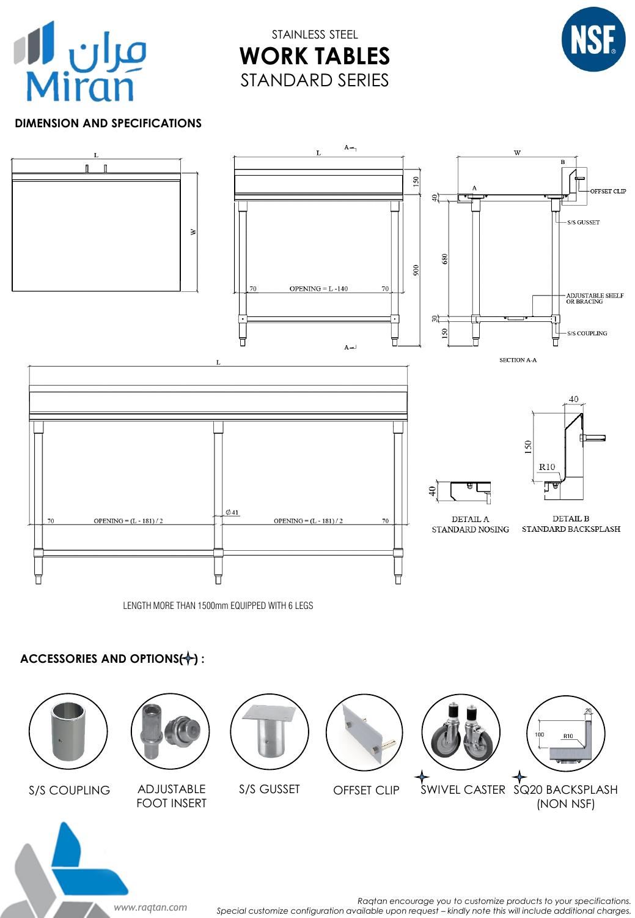STAINLESS STEEL

# WORK TABLES

STANDARD SERIES

## DIMENSION AND SPECIFICATIONS

L

W

L

A

150

40

OPENING = L -140

70

70

900

A

W

B

A

OFFSET CLIP

S/S GUSSET

680

ADJUSTABLE SHELF OR BRACING

30

150

S/S COUPLING

SECTION A-A

L

70

OPENING = (L - 181) / 2

Ø41

OPENING = (L - 181) / 2

70

40

DETAIL A
STANDARD NOSING

40

150

R10

DETAIL B
STANDARD BACKSPLASH

LENGTH MORE THAN 1500mm EQUIPPED WITH 6 LEGS

## ACCESSORIES AND OPTIONS(✦) :

S/S COUPLING

ADJUSTABLE FOOT INSERT

S/S GUSSET

OFFSET CLIP

✦ SWIVEL CASTER

✦ SQ20 BACKSPLASH (NON NSF)

20

100

R10

www.raqtan.com

*Raqtan encourage you to customize products to your specifications.*
*Special customize configuration available upon request – kindly note this will include additional charges.*